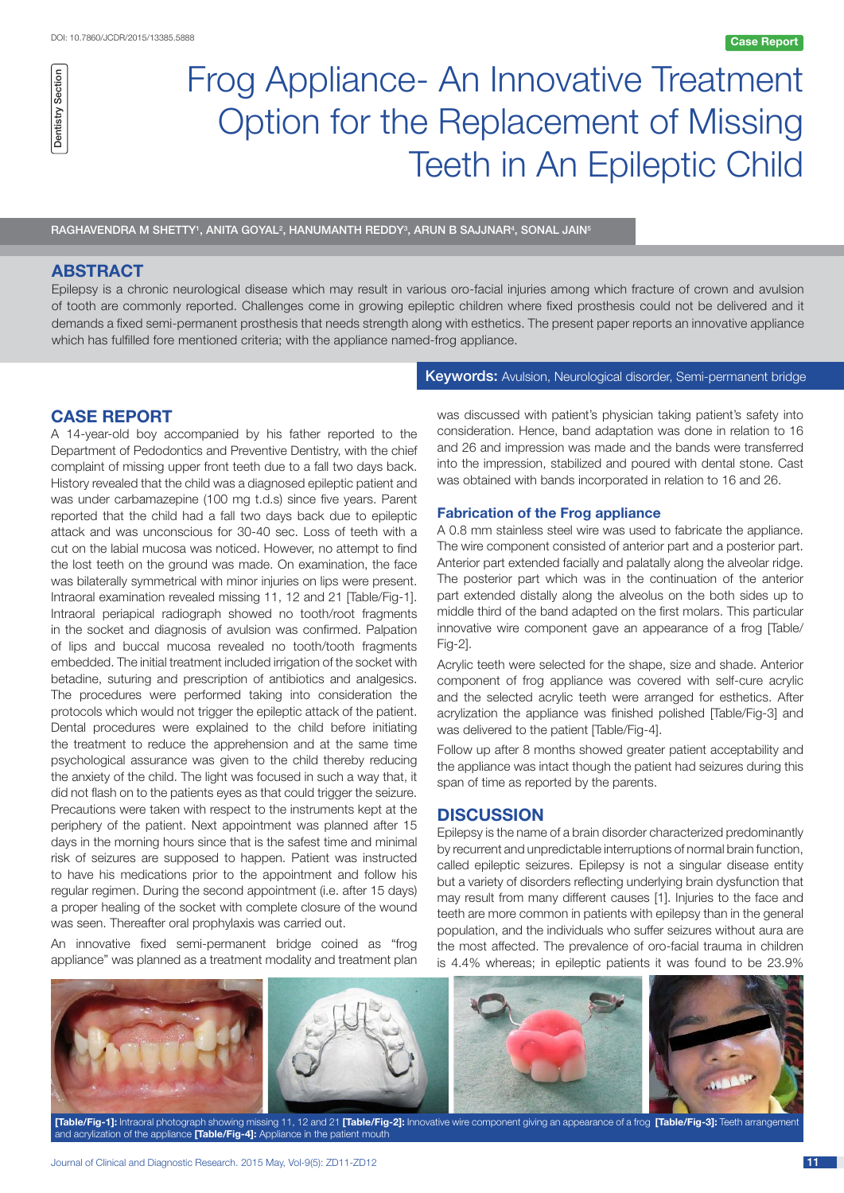Case Report

Dentistry Section

# Frog Appliance- An Innovative Treatment Option for the Replacement of Missing Teeth in An Epileptic Child

RAGHAVENDRA M SHETTY[1], ANITA GOYAL[2], HANUMANTH REDDY[3], ARUN B SAJJNAR[4], SONAL JAIN[5]

## ABSTRACT

Epilepsy is a chronic neurological disease which may result in various oro-facial injuries among which fracture of crown and avulsion of tooth are commonly reported. Challenges come in growing epileptic children where fixed prosthesis could not be delivered and it demands a fixed semi-permanent prosthesis that needs strength along with esthetics. The present paper reports an innovative appliance which has fulfilled fore mentioned criteria; with the appliance named-frog appliance.

**Keywords:** Avulsion, Neurological disorder, Semi-permanent bridge

## CASE REPORT

A 14-year-old boy accompanied by his father reported to the Department of Pedodontics and Preventive Dentistry, with the chief complaint of missing upper front teeth due to a fall two days back. History revealed that the child was a diagnosed epileptic patient and was under carbamazepine (100 mg t.d.s) since five years. Parent reported that the child had a fall two days back due to epileptic attack and was unconscious for 30-40 sec. Loss of teeth with a cut on the labial mucosa was noticed. However, no attempt to find the lost teeth on the ground was made. On examination, the face was bilaterally symmetrical with minor injuries on lips were present. Intraoral examination revealed missing 11, 12 and 21 [Table/Fig-1]. Intraoral periapical radiograph showed no tooth/root fragments in the socket and diagnosis of avulsion was confirmed. Palpation of lips and buccal mucosa revealed no tooth/tooth fragments embedded. The initial treatment included irrigation of the socket with betadine, suturing and prescription of antibiotics and analgesics. The procedures were performed taking into consideration the protocols which would not trigger the epileptic attack of the patient. Dental procedures were explained to the child before initiating the treatment to reduce the apprehension and at the same time psychological assurance was given to the child thereby reducing the anxiety of the child. The light was focused in such a way that, it did not flash on to the patients eyes as that could trigger the seizure. Precautions were taken with respect to the instruments kept at the periphery of the patient. Next appointment was planned after 15 days in the morning hours since that is the safest time and minimal risk of seizures are supposed to happen. Patient was instructed to have his medications prior to the appointment and follow his regular regimen. During the second appointment (i.e. after 15 days) a proper healing of the socket with complete closure of the wound was seen. Thereafter oral prophylaxis was carried out.

An innovative fixed semi-permanent bridge coined as "frog appliance" was planned as a treatment modality and treatment plan was discussed with patient's physician taking patient's safety into consideration. Hence, band adaptation was done in relation to 16 and 26 and impression was made and the bands were transferred into the impression, stabilized and poured with dental stone. Cast was obtained with bands incorporated in relation to 16 and 26.

### Fabrication of the Frog appliance

A 0.8 mm stainless steel wire was used to fabricate the appliance. The wire component consisted of anterior part and a posterior part. Anterior part extended facially and palatally along the alveolar ridge. The posterior part which was in the continuation of the anterior part extended distally along the alveolus on the both sides up to middle third of the band adapted on the first molars. This particular innovative wire component gave an appearance of a frog [Table/Fig-2].

Acrylic teeth were selected for the shape, size and shade. Anterior component of frog appliance was covered with self-cure acrylic and the selected acrylic teeth were arranged for esthetics. After acrylization the appliance was finished polished [Table/Fig-3] and was delivered to the patient [Table/Fig-4].

Follow up after 8 months showed greater patient acceptability and the appliance was intact though the patient had seizures during this span of time as reported by the parents.

## DISCUSSION

Epilepsy is the name of a brain disorder characterized predominantly by recurrent and unpredictable interruptions of normal brain function, called epileptic seizures. Epilepsy is not a singular disease entity but a variety of disorders reflecting underlying brain dysfunction that may result from many different causes [1]. Injuries to the face and teeth are more common in patients with epilepsy than in the general population, and the individuals who suffer seizures without aura are the most affected. The prevalence of oro-facial trauma in children is 4.4% whereas; in epileptic patients it was found to be 23.9%

**[Table/Fig-1]:** Intraoral photograph showing missing 11, 12 and 21 **[Table/Fig-2]:** Innovative wire component giving an appearance of a frog **[Table/Fig-3]:** Teeth arrangement and acrylization of the appliance **[Table/Fig-4]:** Appliance in the patient mouth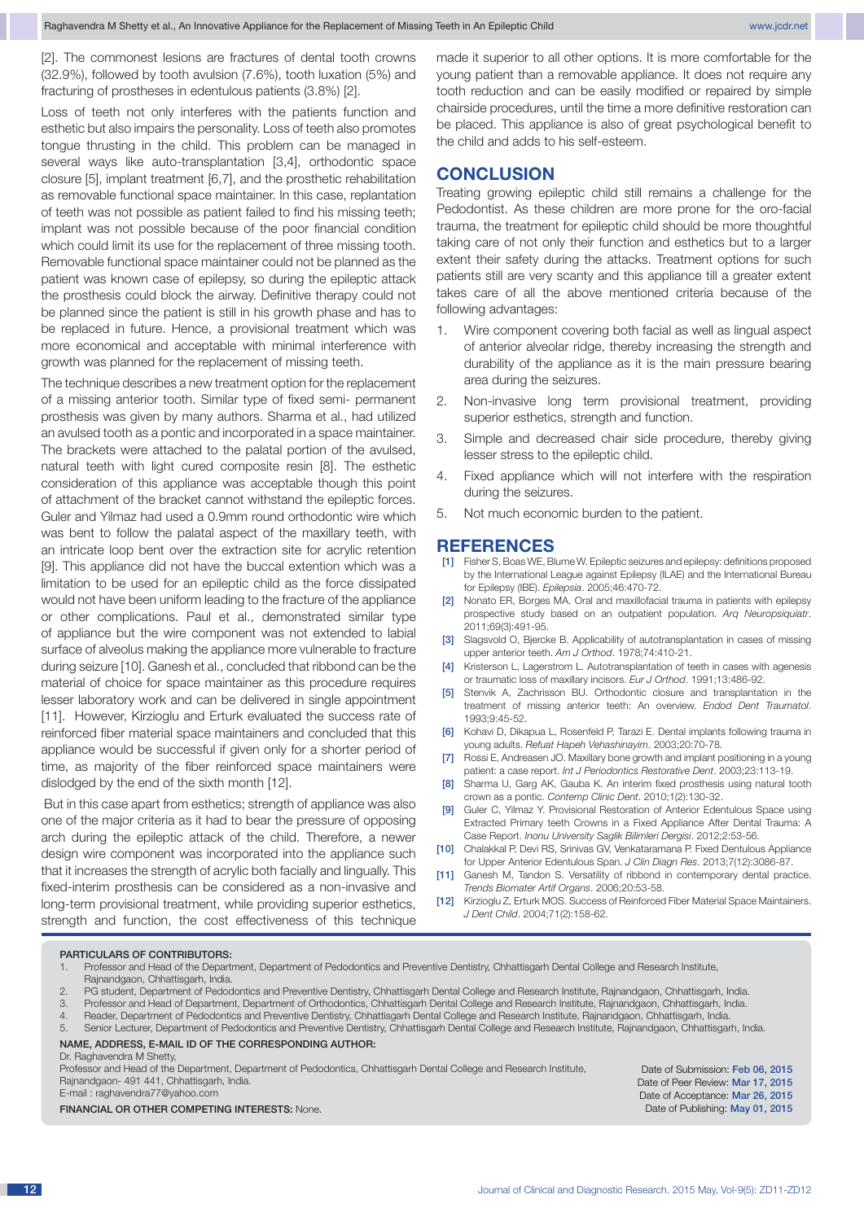[2]. The commonest lesions are fractures of dental tooth crowns (32.9%), followed by tooth avulsion (7.6%), tooth luxation (5%) and fracturing of prostheses in edentulous patients (3.8%) [2].

Loss of teeth not only interferes with the patients function and esthetic but also impairs the personality. Loss of teeth also promotes tongue thrusting in the child. This problem can be managed in several ways like auto-transplantation [3,4], orthodontic space closure [5], implant treatment [6,7], and the prosthetic rehabilitation as removable functional space maintainer. In this case, replantation of teeth was not possible as patient failed to find his missing teeth; implant was not possible because of the poor financial condition which could limit its use for the replacement of three missing tooth. Removable functional space maintainer could not be planned as the patient was known case of epilepsy, so during the epileptic attack the prosthesis could block the airway. Definitive therapy could not be planned since the patient is still in his growth phase and has to be replaced in future. Hence, a provisional treatment which was more economical and acceptable with minimal interference with growth was planned for the replacement of missing teeth.

The technique describes a new treatment option for the replacement of a missing anterior tooth. Similar type of fixed semi- permanent prosthesis was given by many authors. Sharma et al., had utilized an avulsed tooth as a pontic and incorporated in a space maintainer. The brackets were attached to the palatal portion of the avulsed, natural teeth with light cured composite resin [8]. The esthetic consideration of this appliance was acceptable though this point of attachment of the bracket cannot withstand the epileptic forces. Guler and Yilmaz had used a 0.9mm round orthodontic wire which was bent to follow the palatal aspect of the maxillary teeth, with an intricate loop bent over the extraction site for acrylic retention [9]. This appliance did not have the buccal extention which was a limitation to be used for an epileptic child as the force dissipated would not have been uniform leading to the fracture of the appliance or other complications. Paul et al., demonstrated similar type of appliance but the wire component was not extended to labial surface of alveolus making the appliance more vulnerable to fracture during seizure [10]. Ganesh et al., concluded that ribbond can be the material of choice for space maintainer as this procedure requires lesser laboratory work and can be delivered in single appointment [11]. However, Kirzioglu and Erturk evaluated the success rate of reinforced fiber material space maintainers and concluded that this appliance would be successful if given only for a shorter period of time, as majority of the fiber reinforced space maintainers were dislodged by the end of the sixth month [12].

But in this case apart from esthetics; strength of appliance was also one of the major criteria as it had to bear the pressure of opposing arch during the epileptic attack of the child. Therefore, a newer design wire component was incorporated into the appliance such that it increases the strength of acrylic both facially and lingually. This fixed-interim prosthesis can be considered as a non-invasive and long-term provisional treatment, while providing superior esthetics, strength and function, the cost effectiveness of this technique made it superior to all other options. It is more comfortable for the young patient than a removable appliance. It does not require any tooth reduction and can be easily modified or repaired by simple chairside procedures, until the time a more definitive restoration can be placed. This appliance is also of great psychological benefit to the child and adds to his self-esteem.

## CONCLUSION

Treating growing epileptic child still remains a challenge for the Pedodontist. As these children are more prone for the oro-facial trauma, the treatment for epileptic child should be more thoughtful taking care of not only their function and esthetics but to a larger extent their safety during the attacks. Treatment options for such patients still are very scanty and this appliance till a greater extent takes care of all the above mentioned criteria because of the following advantages:

1. Wire component covering both facial as well as lingual aspect of anterior alveolar ridge, thereby increasing the strength and durability of the appliance as it is the main pressure bearing area during the seizures.
2. Non-invasive long term provisional treatment, providing superior esthetics, strength and function.
3. Simple and decreased chair side procedure, thereby giving lesser stress to the epileptic child.
4. Fixed appliance which will not interfere with the respiration during the seizures.
5. Not much economic burden to the patient.

## REFERENCES

[1] Fisher S, Boas WE, Blume W. Epileptic seizures and epilepsy: definitions proposed by the International League against Epilepsy (ILAE) and the International Bureau for Epilepsy (IBE). *Epilepsia*. 2005;46:470-72.

[2] Nonato ER, Borges MA. Oral and maxillofacial trauma in patients with epilepsy prospective study based on an outpatient population. *Arq Neuropsiquiatr*. 2011;69(3):491-95.

[3] Slagsvold O, Bjercke B. Applicability of autotransplantation in cases of missing upper anterior teeth. *Am J Orthod*. 1978;74:410-21.

[4] Kristerson L, Lagerstrom L. Autotransplantation of teeth in cases with agenesis or traumatic loss of maxillary incisors. *Eur J Orthod*. 1991;13:486-92.

[5] Stenvik A, Zachrisson BU. Orthodontic closure and transplantation in the treatment of missing anterior teeth: An overview. *Endod Dent Traumatol*. 1993;9:45-52.

[6] Kohavi D, Dikapua L, Rosenfeld P, Tarazi E. Dental implants following trauma in young adults. *Refuat Hapeh Vehashinayim*. 2003;20:70-78.

[7] Rossi E, Andreasen JO. Maxillary bone growth and implant positioning in a young patient: a case report. *Int J Periodontics Restorative Dent*. 2003;23:113-19.

[8] Sharma U, Garg AK, Gauba K. An interim fixed prosthesis using natural tooth crown as a pontic. *Contemp Clinic Dent*. 2010;1(2):130-32.

[9] Guler C, Yilmaz Y. Provisional Restoration of Anterior Edentulous Space using Extracted Primary teeth Crowns in a Fixed Appliance After Dental Trauma: A Case Report. *Inonu University Saglik Bilimleri Dergisi*. 2012;2:53-56.

[10] Chalakkal P, Devi RS, Srinivas GV, Venkataramana P. Fixed Dentulous Appliance for Upper Anterior Edentulous Span. *J Clin Diagn Res*. 2013;7(12):3086-87.

[11] Ganesh M, Tandon S. Versatility of ribbond in contemporary dental practice. *Trends Biomater Artif Organs*. 2006;20:53-58.

[12] Kirzioglu Z, Erturk MOS. Success of Reinforced Fiber Material Space Maintainers. *J Dent Child*. 2004;71(2):158-62.

**PARTICULARS OF CONTRIBUTORS:**

1. Professor and Head of the Department, Department of Pedodontics and Preventive Dentistry, Chhattisgarh Dental College and Research Institute, Rajnandgaon, Chhattisgarh, India.
2. PG student, Department of Pedodontics and Preventive Dentistry, Chhattisgarh Dental College and Research Institute, Rajnandgaon, Chhattisgarh, India.
3. Professor and Head of Department, Department of Orthodontics, Chhattisgarh Dental College and Research Institute, Rajnandgaon, Chhattisgarh, India.
4. Reader, Department of Pedodontics and Preventive Dentistry, Chhattisgarh Dental College and Research Institute, Rajnandgaon, Chhattisgarh, India.
5. Senior Lecturer, Department of Pedodontics and Preventive Dentistry, Chhattisgarh Dental College and Research Institute, Rajnandgaon, Chhattisgarh, India.

**NAME, ADDRESS, E-MAIL ID OF THE CORRESPONDING AUTHOR:**

Dr. Raghavendra M Shetty,
Professor and Head of the Department, Department of Pedodontics, Chhattisgarh Dental College and Research Institute, Rajnandgaon- 491 441, Chhattisgarh, India.
E-mail : raghavendra77@yahoo.com

**FINANCIAL OR OTHER COMPETING INTERESTS:** None.

Date of Submission: Feb 06, 2015
Date of Peer Review: Mar 17, 2015
Date of Acceptance: Mar 26, 2015
Date of Publishing: May 01, 2015